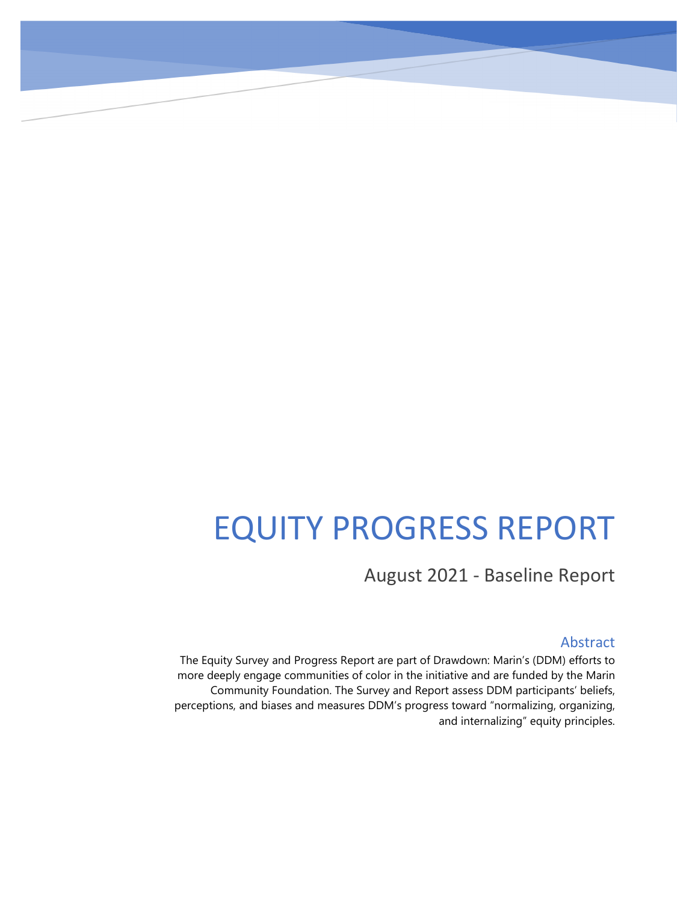# EQUITY PROGRESS REPORT

## August 2021 - Baseline Report

### Abstract

The Equity Survey and Progress Report are part of Drawdown: Marin's (DDM) efforts to more deeply engage communities of color in the initiative and are funded by the Marin Community Foundation. The Survey and Report assess DDM participants' beliefs, perceptions, and biases and measures DDM's progress toward "normalizing, organizing, and internalizing" equity principles.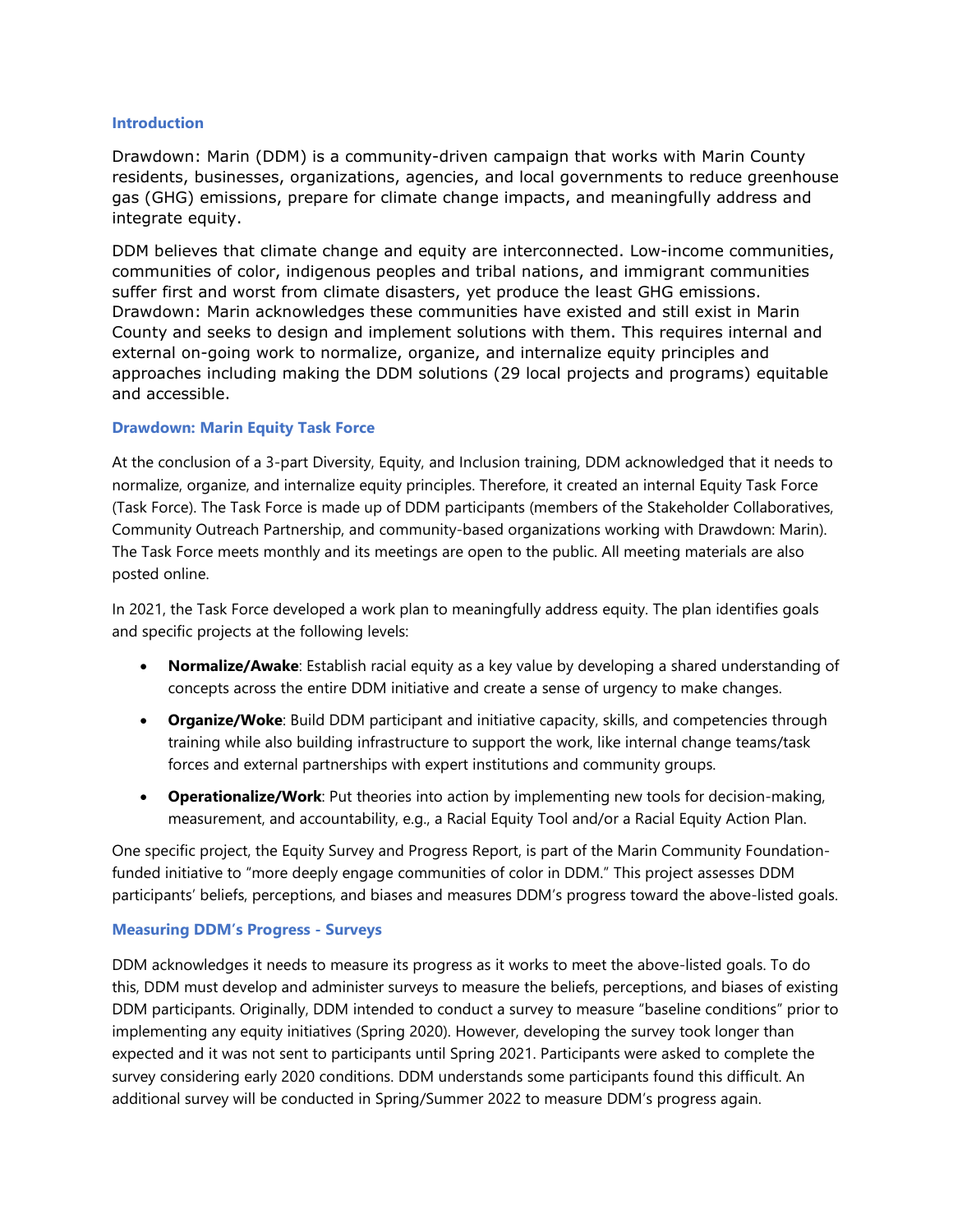### Introduction

Drawdown: Marin (DDM) is a community-driven campaign that works with Marin County residents, businesses, organizations, agencies, and local governments to reduce greenhouse gas (GHG) emissions, prepare for climate change impacts, and meaningfully address and integrate equity.

DDM believes that climate change and equity are interconnected. Low-income communities, communities of color, indigenous peoples and tribal nations, and immigrant communities suffer first and worst from climate disasters, yet produce the least GHG emissions. Drawdown: Marin acknowledges these communities have existed and still exist in Marin County and seeks to design and implement solutions with them. This requires internal and external on-going work to normalize, organize, and internalize equity principles and approaches including making the DDM solutions (29 local projects and programs) equitable and accessible.

### Drawdown: Marin Equity Task Force

At the conclusion of a 3-part Diversity, Equity, and Inclusion training, DDM acknowledged that it needs to normalize, organize, and internalize equity principles. Therefore, it created an internal Equity Task Force (Task Force). The Task Force is made up of DDM participants (members of the Stakeholder Collaboratives, Community Outreach Partnership, and community-based organizations working with Drawdown: Marin). The Task Force meets monthly and its meetings are open to the public. All meeting materials are also posted online.

In 2021, the Task Force developed a work plan to meaningfully address equity. The plan identifies goals and specific projects at the following levels:

- **Normalize/Awake**: Establish racial equity as a key value by developing a shared understanding of concepts across the entire DDM initiative and create a sense of urgency to make changes.
- **Organize/Woke**: Build DDM participant and initiative capacity, skills, and competencies through training while also building infrastructure to support the work, like internal change teams/task forces and external partnerships with expert institutions and community groups.
- **Operationalize/Work**: Put theories into action by implementing new tools for decision-making, measurement, and accountability, e.g., a Racial Equity Tool and/or a Racial Equity Action Plan.

One specific project, the Equity Survey and Progress Report, is part of the Marin Community Foundation-funded initiative to "more deeply engage communities of color in DDM." This project assesses DDM participants' beliefs, perceptions, and biases and measures DDM's progress toward the above-listed goals.

### Measuring DDM's Progress - Surveys

DDM acknowledges it needs to measure its progress as it works to meet the above-listed goals. To do this, DDM must develop and administer surveys to measure the beliefs, perceptions, and biases of existing DDM participants. Originally, DDM intended to conduct a survey to measure "baseline conditions" prior to implementing any equity initiatives (Spring 2020). However, developing the survey took longer than expected and it was not sent to participants until Spring 2021. Participants were asked to complete the survey considering early 2020 conditions. DDM understands some participants found this difficult. An additional survey will be conducted in Spring/Summer 2022 to measure DDM's progress again.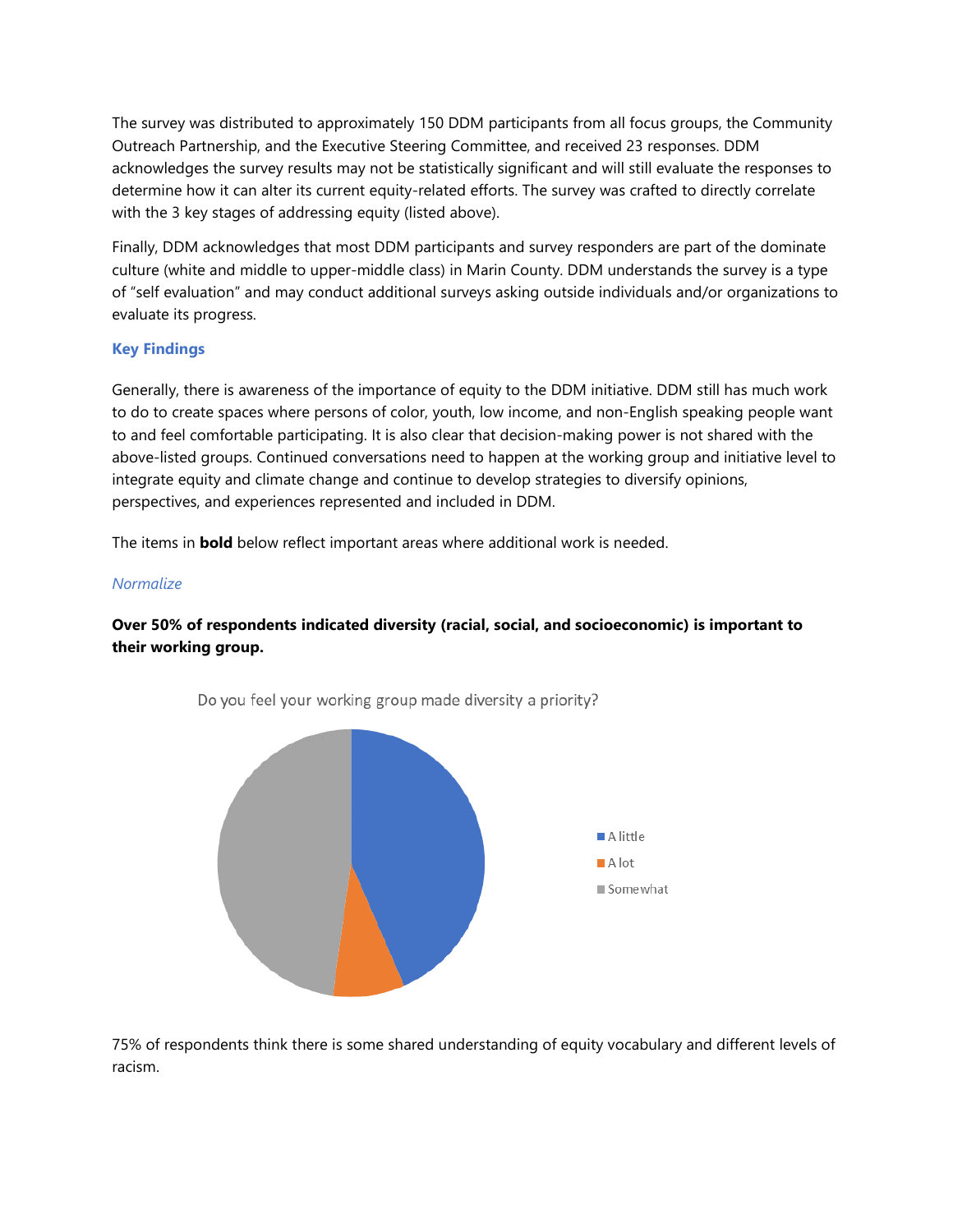The survey was distributed to approximately 150 DDM participants from all focus groups, the Community Outreach Partnership, and the Executive Steering Committee, and received 23 responses. DDM acknowledges the survey results may not be statistically significant and will still evaluate the responses to determine how it can alter its current equity-related efforts. The survey was crafted to directly correlate with the 3 key stages of addressing equity (listed above).

Finally, DDM acknowledges that most DDM participants and survey responders are part of the dominate culture (white and middle to upper-middle class) in Marin County. DDM understands the survey is a type of "self evaluation" and may conduct additional surveys asking outside individuals and/or organizations to evaluate its progress.

### Key Findings

Generally, there is awareness of the importance of equity to the DDM initiative. DDM still has much work to do to create spaces where persons of color, youth, low income, and non-English speaking people want to and feel comfortable participating. It is also clear that decision-making power is not shared with the above-listed groups. Continued conversations need to happen at the working group and initiative level to integrate equity and climate change and continue to develop strategies to diversify opinions, perspectives, and experiences represented and included in DDM.

The items in **bold** below reflect important areas where additional work is needed.

*Normalize*

**Over 50% of respondents indicated diversity (racial, social, and socioeconomic) is important to their working group.**

Do you feel your working group made diversity a priority?

- A little
- A lot
- Somewhat

75% of respondents think there is some shared understanding of equity vocabulary and different levels of racism.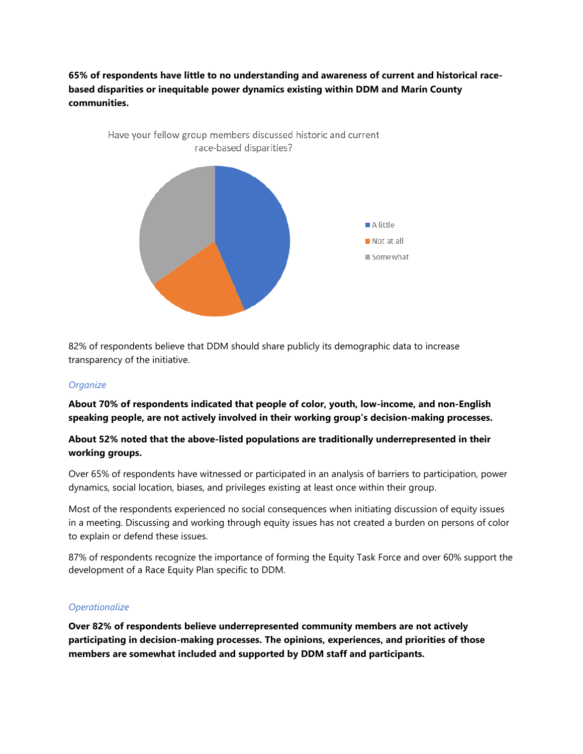**65% of respondents have little to no understanding and awareness of current and historical race-based disparities or inequitable power dynamics existing within DDM and Marin County communities.**

Have your fellow group members discussed historic and current race-based disparities?

- A little
- Not at all
- Somewhat

82% of respondents believe that DDM should share publicly its demographic data to increase transparency of the initiative.

### *Organize*

**About 70% of respondents indicated that people of color, youth, low-income, and non-English speaking people, are not actively involved in their working group's decision-making processes.**

**About 52% noted that the above-listed populations are traditionally underrepresented in their working groups.**

Over 65% of respondents have witnessed or participated in an analysis of barriers to participation, power dynamics, social location, biases, and privileges existing at least once within their group.

Most of the respondents experienced no social consequences when initiating discussion of equity issues in a meeting. Discussing and working through equity issues has not created a burden on persons of color to explain or defend these issues.

87% of respondents recognize the importance of forming the Equity Task Force and over 60% support the development of a Race Equity Plan specific to DDM.

### *Operationalize*

**Over 82% of respondents believe underrepresented community members are not actively participating in decision-making processes. The opinions, experiences, and priorities of those members are somewhat included and supported by DDM staff and participants.**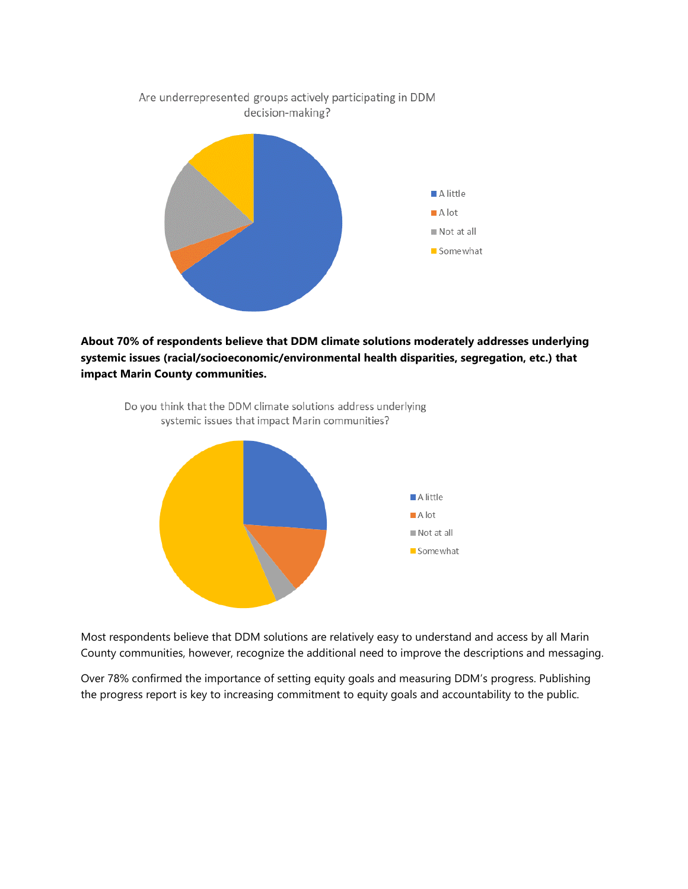Are underrepresented groups actively participating in DDM decision-making?

- A little
- A lot
- Not at all
- Somewhat

**About 70% of respondents believe that DDM climate solutions moderately addresses underlying systemic issues (racial/socioeconomic/environmental health disparities, segregation, etc.) that impact Marin County communities.**

Do you think that the DDM climate solutions address underlying systemic issues that impact Marin communities?

- A little
- A lot
- Not at all
- Somewhat

Most respondents believe that DDM solutions are relatively easy to understand and access by all Marin County communities, however, recognize the additional need to improve the descriptions and messaging.

Over 78% confirmed the importance of setting equity goals and measuring DDM's progress. Publishing the progress report is key to increasing commitment to equity goals and accountability to the public.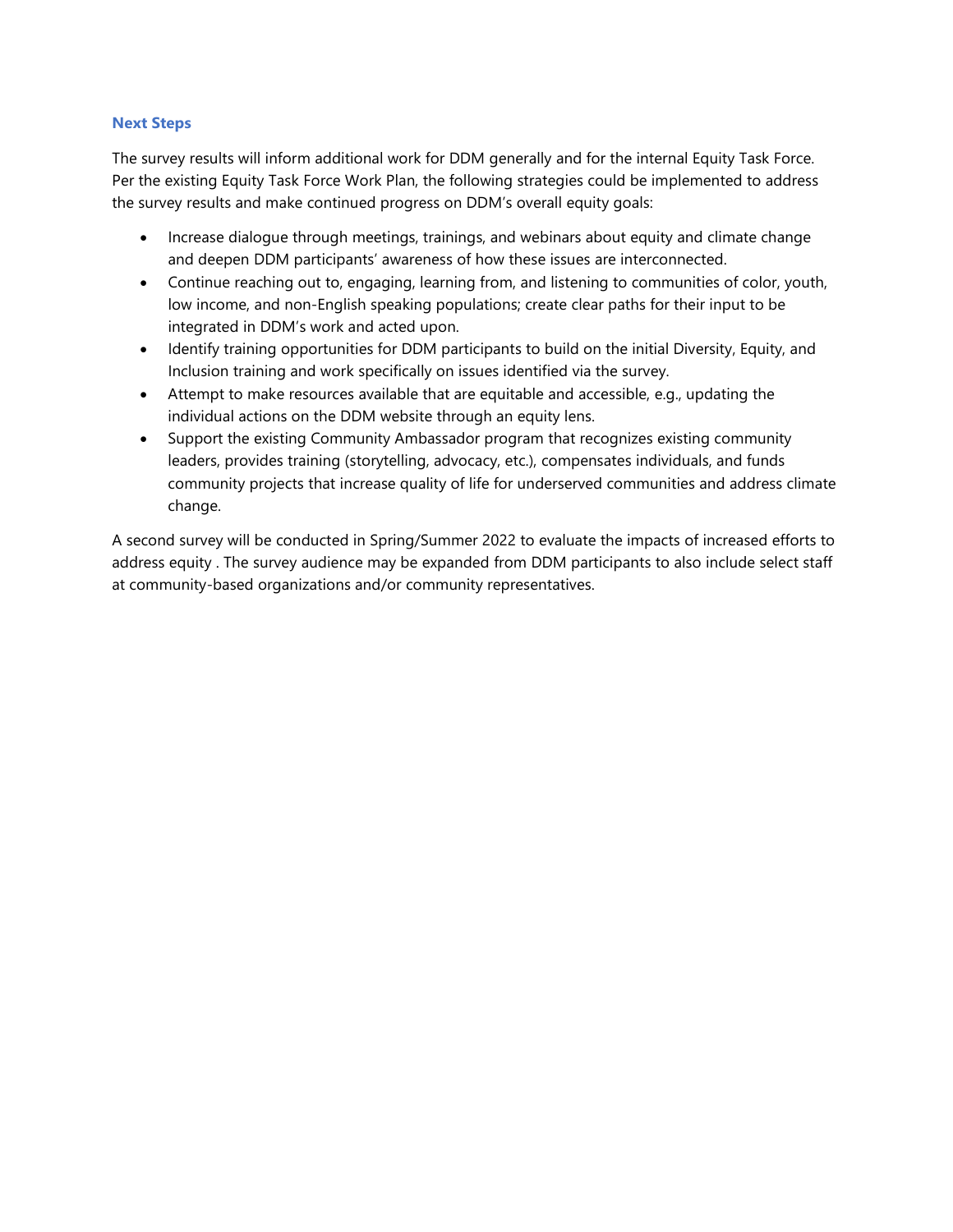## Next Steps

The survey results will inform additional work for DDM generally and for the internal Equity Task Force. Per the existing Equity Task Force Work Plan, the following strategies could be implemented to address the survey results and make continued progress on DDM's overall equity goals:

- Increase dialogue through meetings, trainings, and webinars about equity and climate change and deepen DDM participants' awareness of how these issues are interconnected.
- Continue reaching out to, engaging, learning from, and listening to communities of color, youth, low income, and non-English speaking populations; create clear paths for their input to be integrated in DDM's work and acted upon.
- Identify training opportunities for DDM participants to build on the initial Diversity, Equity, and Inclusion training and work specifically on issues identified via the survey.
- Attempt to make resources available that are equitable and accessible, e.g., updating the individual actions on the DDM website through an equity lens.
- Support the existing Community Ambassador program that recognizes existing community leaders, provides training (storytelling, advocacy, etc.), compensates individuals, and funds community projects that increase quality of life for underserved communities and address climate change.

A second survey will be conducted in Spring/Summer 2022 to evaluate the impacts of increased efforts to address equity . The survey audience may be expanded from DDM participants to also include select staff at community-based organizations and/or community representatives.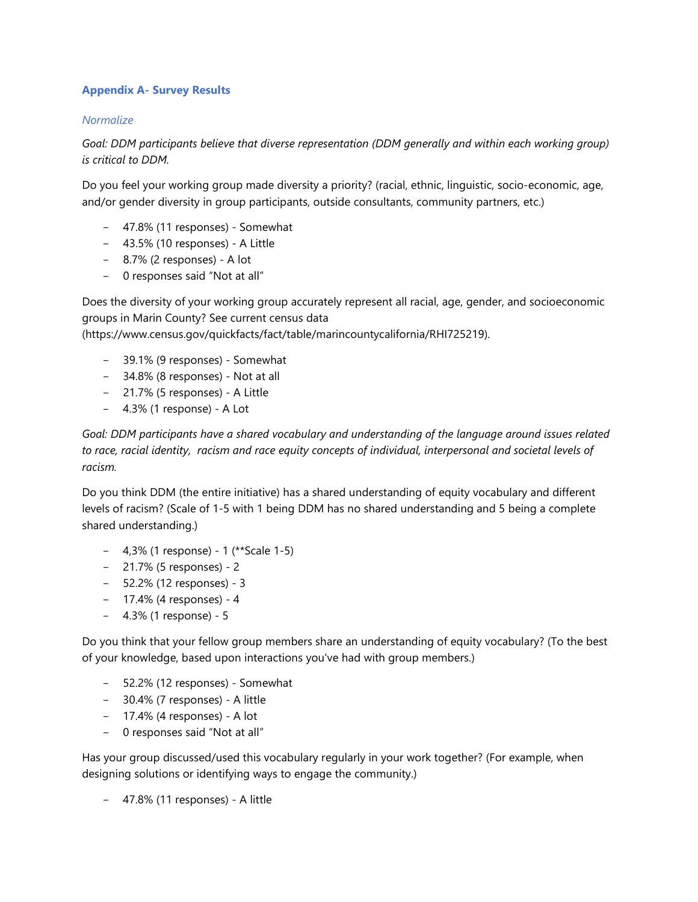### Appendix A- Survey Results

#### *Normalize*

*Goal: DDM participants believe that diverse representation (DDM generally and within each working group) is critical to DDM.*

Do you feel your working group made diversity a priority? (racial, ethnic, linguistic, socio-economic, age, and/or gender diversity in group participants, outside consultants, community partners, etc.)

- 47.8% (11 responses) - Somewhat
- 43.5% (10 responses) - A Little
- 8.7% (2 responses) - A lot
- 0 responses said "Not at all"

Does the diversity of your working group accurately represent all racial, age, gender, and socioeconomic groups in Marin County? See current census data (https://www.census.gov/quickfacts/fact/table/marincountycalifornia/RHI725219).

- 39.1% (9 responses) - Somewhat
- 34.8% (8 responses) - Not at all
- 21.7% (5 responses) - A Little
- 4.3% (1 response) - A Lot

*Goal: DDM participants have a shared vocabulary and understanding of the language around issues related to race, racial identity, racism and race equity concepts of individual, interpersonal and societal levels of racism.*

Do you think DDM (the entire initiative) has a shared understanding of equity vocabulary and different levels of racism? (Scale of 1-5 with 1 being DDM has no shared understanding and 5 being a complete shared understanding.)

- 4,3% (1 response) - 1 (**Scale 1-5)
- 21.7% (5 responses) - 2
- 52.2% (12 responses) - 3
- 17.4% (4 responses) - 4
- 4.3% (1 response) - 5

Do you think that your fellow group members share an understanding of equity vocabulary? (To the best of your knowledge, based upon interactions you've had with group members.)

- 52.2% (12 responses) - Somewhat
- 30.4% (7 responses) - A little
- 17.4% (4 responses) - A lot
- 0 responses said "Not at all"

Has your group discussed/used this vocabulary regularly in your work together? (For example, when designing solutions or identifying ways to engage the community.)

- 47.8% (11 responses) - A little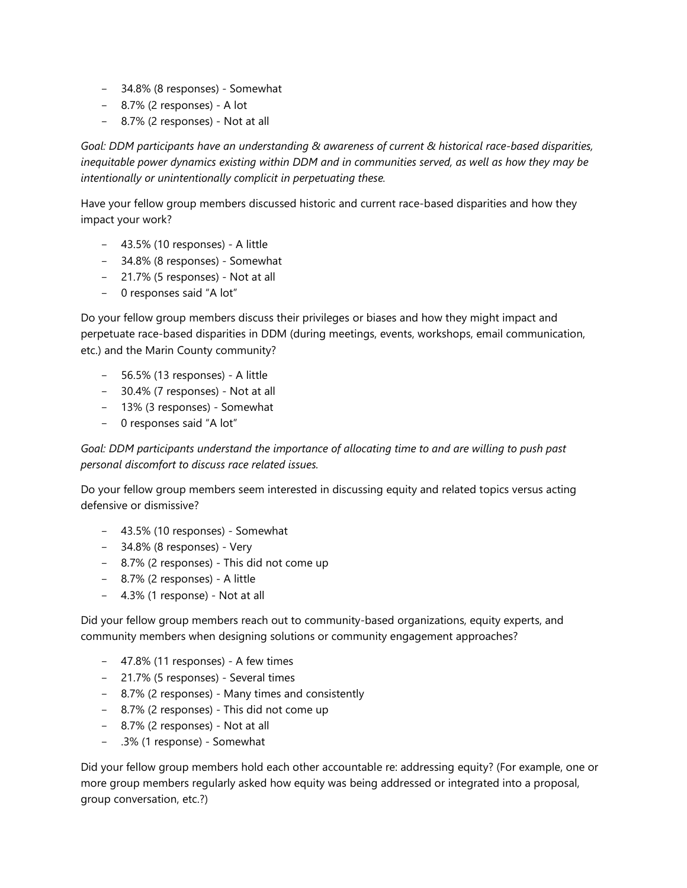- 34.8% (8 responses) - Somewhat
- 8.7% (2 responses) - A lot
- 8.7% (2 responses) - Not at all

*Goal: DDM participants have an understanding & awareness of current & historical race-based disparities, inequitable power dynamics existing within DDM and in communities served, as well as how they may be intentionally or unintentionally complicit in perpetuating these.*

Have your fellow group members discussed historic and current race-based disparities and how they impact your work?

- 43.5% (10 responses) - A little
- 34.8% (8 responses) - Somewhat
- 21.7% (5 responses) - Not at all
- 0 responses said "A lot"

Do your fellow group members discuss their privileges or biases and how they might impact and perpetuate race-based disparities in DDM (during meetings, events, workshops, email communication, etc.) and the Marin County community?

- 56.5% (13 responses) - A little
- 30.4% (7 responses) - Not at all
- 13% (3 responses) - Somewhat
- 0 responses said "A lot"

*Goal: DDM participants understand the importance of allocating time to and are willing to push past personal discomfort to discuss race related issues.*

Do your fellow group members seem interested in discussing equity and related topics versus acting defensive or dismissive?

- 43.5% (10 responses) - Somewhat
- 34.8% (8 responses) - Very
- 8.7% (2 responses) - This did not come up
- 8.7% (2 responses) - A little
- 4.3% (1 response) - Not at all

Did your fellow group members reach out to community-based organizations, equity experts, and community members when designing solutions or community engagement approaches?

- 47.8% (11 responses) - A few times
- 21.7% (5 responses) - Several times
- 8.7% (2 responses) - Many times and consistently
- 8.7% (2 responses) - This did not come up
- 8.7% (2 responses) - Not at all
- .3% (1 response) - Somewhat

Did your fellow group members hold each other accountable re: addressing equity? (For example, one or more group members regularly asked how equity was being addressed or integrated into a proposal, group conversation, etc.?)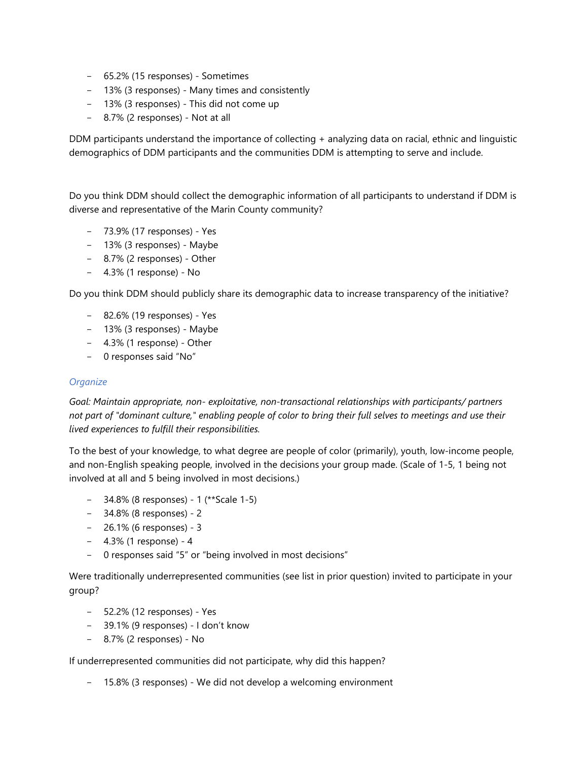- 65.2% (15 responses) - Sometimes
- 13% (3 responses) - Many times and consistently
- 13% (3 responses) - This did not come up
- 8.7% (2 responses) - Not at all

DDM participants understand the importance of collecting + analyzing data on racial, ethnic and linguistic demographics of DDM participants and the communities DDM is attempting to serve and include.

Do you think DDM should collect the demographic information of all participants to understand if DDM is diverse and representative of the Marin County community?

- 73.9% (17 responses) - Yes
- 13% (3 responses) - Maybe
- 8.7% (2 responses) - Other
- 4.3% (1 response) - No

Do you think DDM should publicly share its demographic data to increase transparency of the initiative?

- 82.6% (19 responses) - Yes
- 13% (3 responses) - Maybe
- 4.3% (1 response) - Other
- 0 responses said "No"

### *Organize*

*Goal: Maintain appropriate, non- exploitative, non-transactional relationships with participants/ partners not part of "dominant culture," enabling people of color to bring their full selves to meetings and use their lived experiences to fulfill their responsibilities.*

To the best of your knowledge, to what degree are people of color (primarily), youth, low-income people, and non-English speaking people, involved in the decisions your group made. (Scale of 1-5, 1 being not involved at all and 5 being involved in most decisions.)

- 34.8% (8 responses) - 1 (**Scale 1-5)
- 34.8% (8 responses) - 2
- 26.1% (6 responses) - 3
- 4.3% (1 response) - 4
- 0 responses said "5" or "being involved in most decisions"

Were traditionally underrepresented communities (see list in prior question) invited to participate in your group?

- 52.2% (12 responses) - Yes
- 39.1% (9 responses) - I don't know
- 8.7% (2 responses) - No

If underrepresented communities did not participate, why did this happen?

- 15.8% (3 responses) - We did not develop a welcoming environment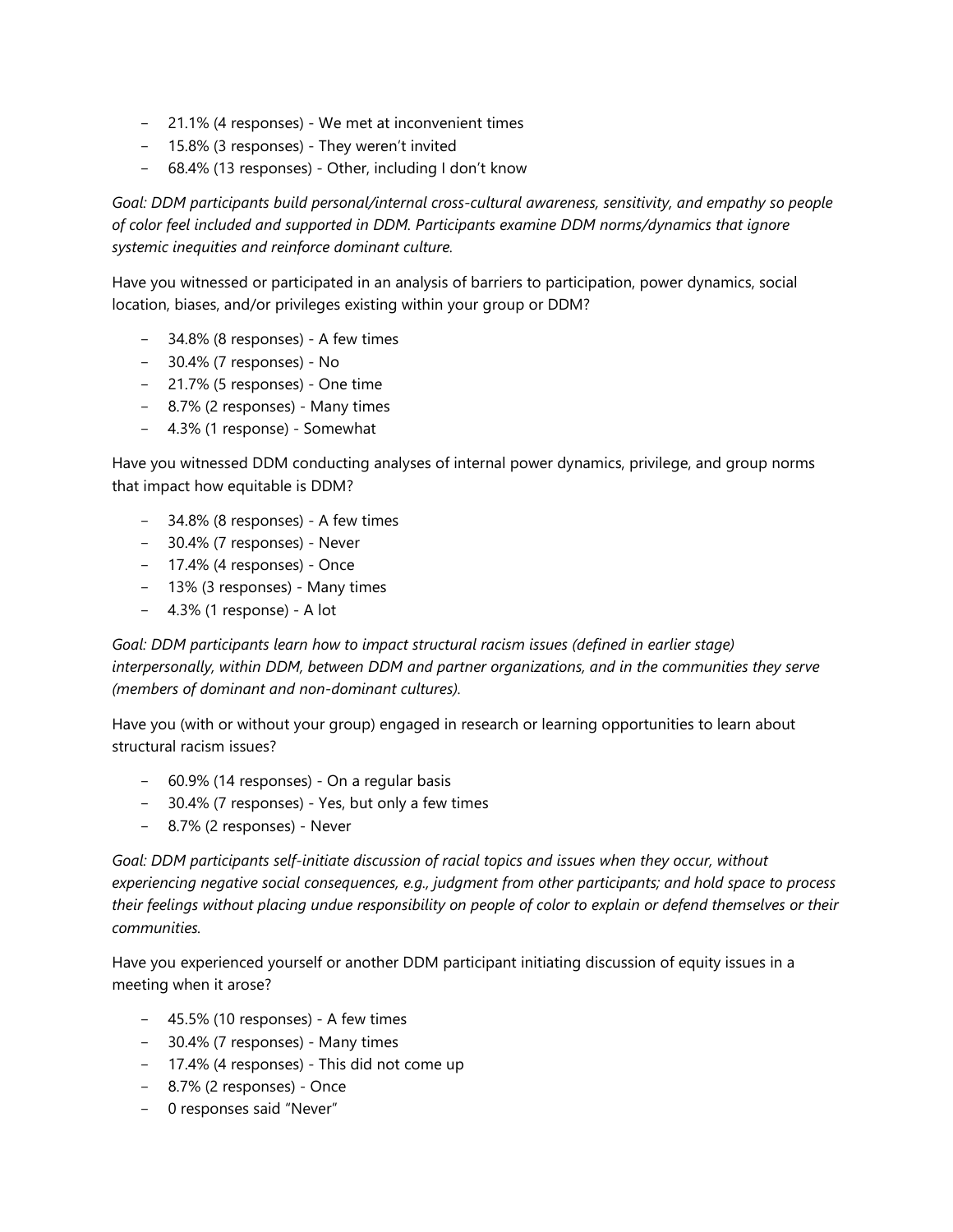- 21.1% (4 responses) - We met at inconvenient times
- 15.8% (3 responses) - They weren't invited
- 68.4% (13 responses) - Other, including I don't know

*Goal: DDM participants build personal/internal cross-cultural awareness, sensitivity, and empathy so people of color feel included and supported in DDM. Participants examine DDM norms/dynamics that ignore systemic inequities and reinforce dominant culture.*

Have you witnessed or participated in an analysis of barriers to participation, power dynamics, social location, biases, and/or privileges existing within your group or DDM?

- 34.8% (8 responses) - A few times
- 30.4% (7 responses) - No
- 21.7% (5 responses) - One time
- 8.7% (2 responses) - Many times
- 4.3% (1 response) - Somewhat

Have you witnessed DDM conducting analyses of internal power dynamics, privilege, and group norms that impact how equitable is DDM?

- 34.8% (8 responses) - A few times
- 30.4% (7 responses) - Never
- 17.4% (4 responses) - Once
- 13% (3 responses) - Many times
- 4.3% (1 response) - A lot

*Goal: DDM participants learn how to impact structural racism issues (defined in earlier stage) interpersonally, within DDM, between DDM and partner organizations, and in the communities they serve (members of dominant and non-dominant cultures).*

Have you (with or without your group) engaged in research or learning opportunities to learn about structural racism issues?

- 60.9% (14 responses) - On a regular basis
- 30.4% (7 responses) - Yes, but only a few times
- 8.7% (2 responses) - Never

*Goal: DDM participants self-initiate discussion of racial topics and issues when they occur, without experiencing negative social consequences, e.g., judgment from other participants; and hold space to process their feelings without placing undue responsibility on people of color to explain or defend themselves or their communities.*

Have you experienced yourself or another DDM participant initiating discussion of equity issues in a meeting when it arose?

- 45.5% (10 responses) - A few times
- 30.4% (7 responses) - Many times
- 17.4% (4 responses) - This did not come up
- 8.7% (2 responses) - Once
- 0 responses said "Never"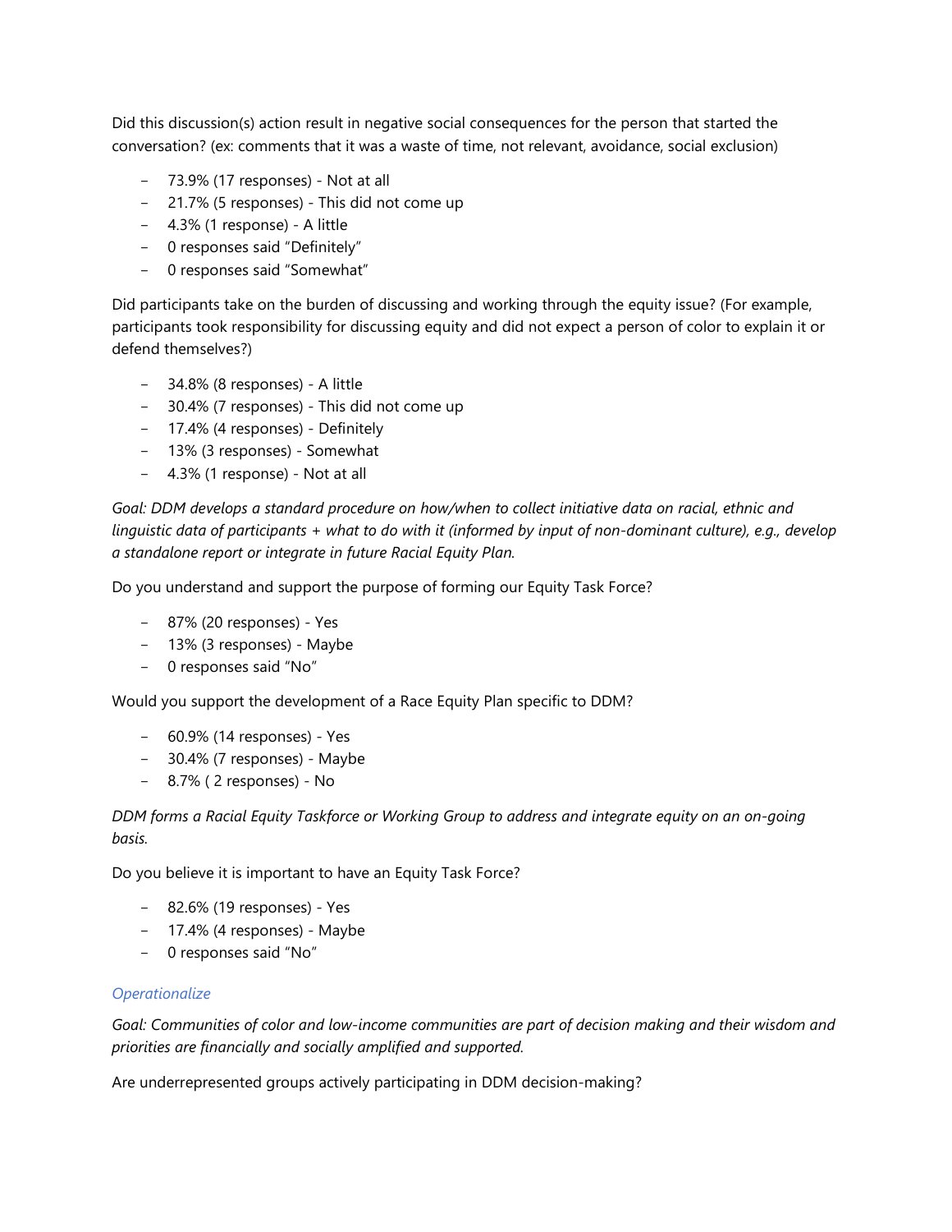Did this discussion(s) action result in negative social consequences for the person that started the conversation? (ex: comments that it was a waste of time, not relevant, avoidance, social exclusion)

- 73.9% (17 responses) - Not at all
- 21.7% (5 responses) - This did not come up
- 4.3% (1 response) - A little
- 0 responses said “Definitely”
- 0 responses said “Somewhat”

Did participants take on the burden of discussing and working through the equity issue? (For example, participants took responsibility for discussing equity and did not expect a person of color to explain it or defend themselves?)

- 34.8% (8 responses) - A little
- 30.4% (7 responses) - This did not come up
- 17.4% (4 responses) - Definitely
- 13% (3 responses) - Somewhat
- 4.3% (1 response) - Not at all

*Goal: DDM develops a standard procedure on how/when to collect initiative data on racial, ethnic and linguistic data of participants + what to do with it (informed by input of non-dominant culture), e.g., develop a standalone report or integrate in future Racial Equity Plan.*

Do you understand and support the purpose of forming our Equity Task Force?

- 87% (20 responses) - Yes
- 13% (3 responses) - Maybe
- 0 responses said “No”

Would you support the development of a Race Equity Plan specific to DDM?

- 60.9% (14 responses) - Yes
- 30.4% (7 responses) - Maybe
- 8.7% ( 2 responses) - No

*DDM forms a Racial Equity Taskforce or Working Group to address and integrate equity on an on-going basis.*

Do you believe it is important to have an Equity Task Force?

- 82.6% (19 responses) - Yes
- 17.4% (4 responses) - Maybe
- 0 responses said “No”

### *Operationalize*

*Goal: Communities of color and low-income communities are part of decision making and their wisdom and priorities are financially and socially amplified and supported.*

Are underrepresented groups actively participating in DDM decision-making?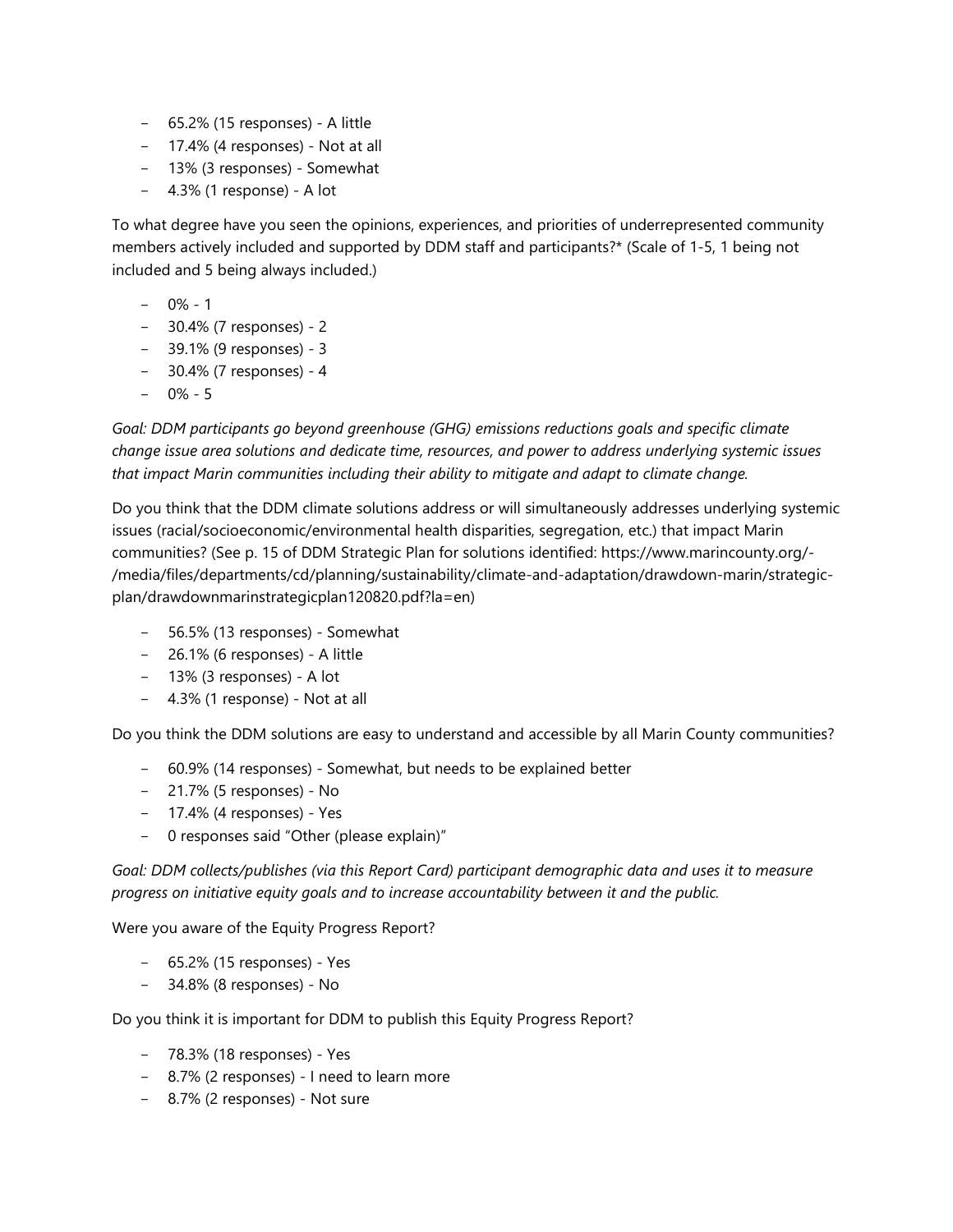- 65.2% (15 responses) - A little
- 17.4% (4 responses) - Not at all
- 13% (3 responses) - Somewhat
- 4.3% (1 response) - A lot

To what degree have you seen the opinions, experiences, and priorities of underrepresented community members actively included and supported by DDM staff and participants?* (Scale of 1-5, 1 being not included and 5 being always included.)

- 0% - 1
- 30.4% (7 responses) - 2
- 39.1% (9 responses) - 3
- 30.4% (7 responses) - 4
- 0% - 5

*Goal: DDM participants go beyond greenhouse (GHG) emissions reductions goals and specific climate change issue area solutions and dedicate time, resources, and power to address underlying systemic issues that impact Marin communities including their ability to mitigate and adapt to climate change.*

Do you think that the DDM climate solutions address or will simultaneously addresses underlying systemic issues (racial/socioeconomic/environmental health disparities, segregation, etc.) that impact Marin communities? (See p. 15 of DDM Strategic Plan for solutions identified: https://www.marincounty.org/-/media/files/departments/cd/planning/sustainability/climate-and-adaptation/drawdown-marin/strategic-plan/drawdownmarinstrategicplan120820.pdf?la=en)

- 56.5% (13 responses) - Somewhat
- 26.1% (6 responses) - A little
- 13% (3 responses) - A lot
- 4.3% (1 response) - Not at all

Do you think the DDM solutions are easy to understand and accessible by all Marin County communities?

- 60.9% (14 responses) - Somewhat, but needs to be explained better
- 21.7% (5 responses) - No
- 17.4% (4 responses) - Yes
- 0 responses said "Other (please explain)"

*Goal: DDM collects/publishes (via this Report Card) participant demographic data and uses it to measure progress on initiative equity goals and to increase accountability between it and the public.*

Were you aware of the Equity Progress Report?

- 65.2% (15 responses) - Yes
- 34.8% (8 responses) - No

Do you think it is important for DDM to publish this Equity Progress Report?

- 78.3% (18 responses) - Yes
- 8.7% (2 responses) - I need to learn more
- 8.7% (2 responses) - Not sure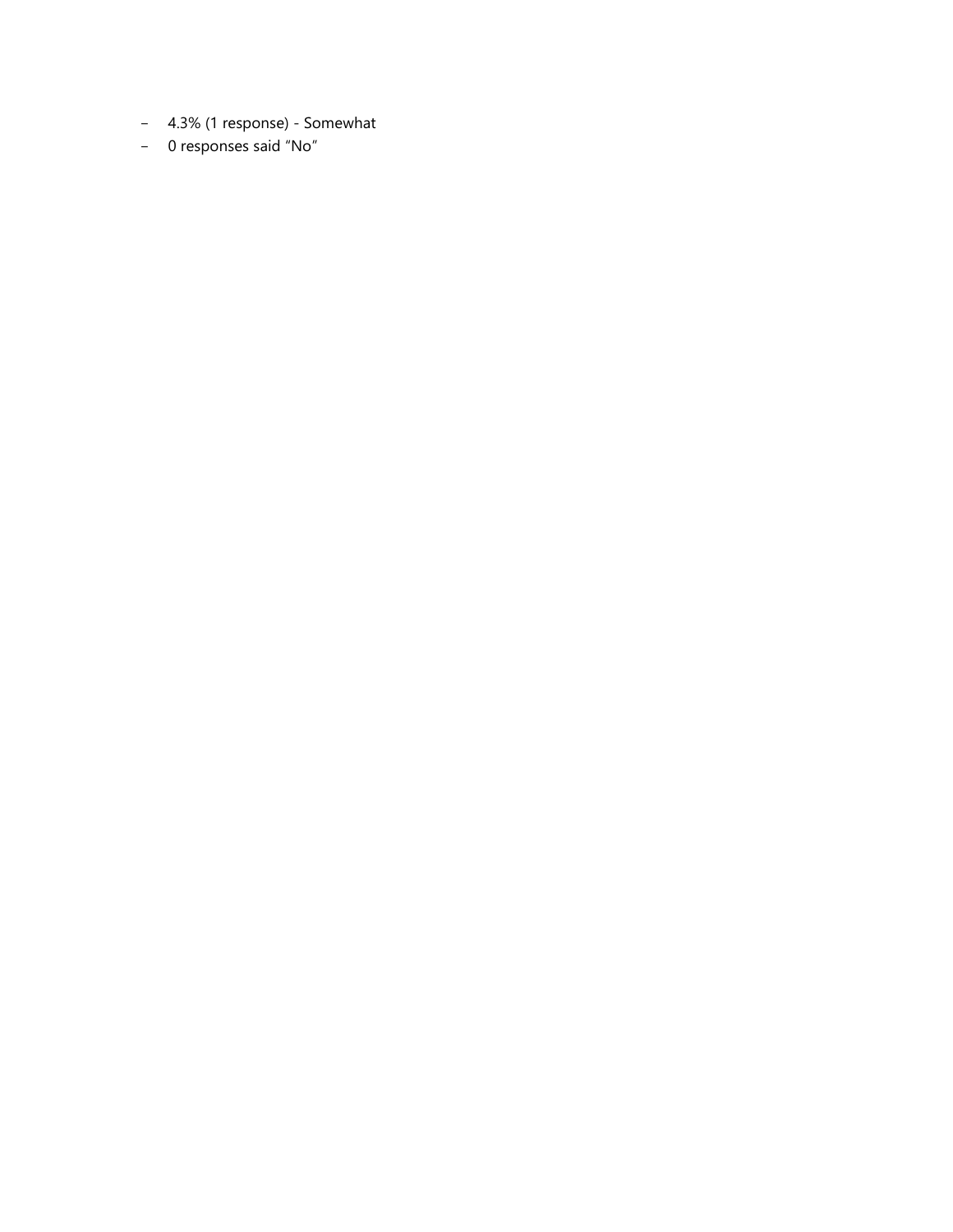- 4.3% (1 response) - Somewhat
- 0 responses said "No"